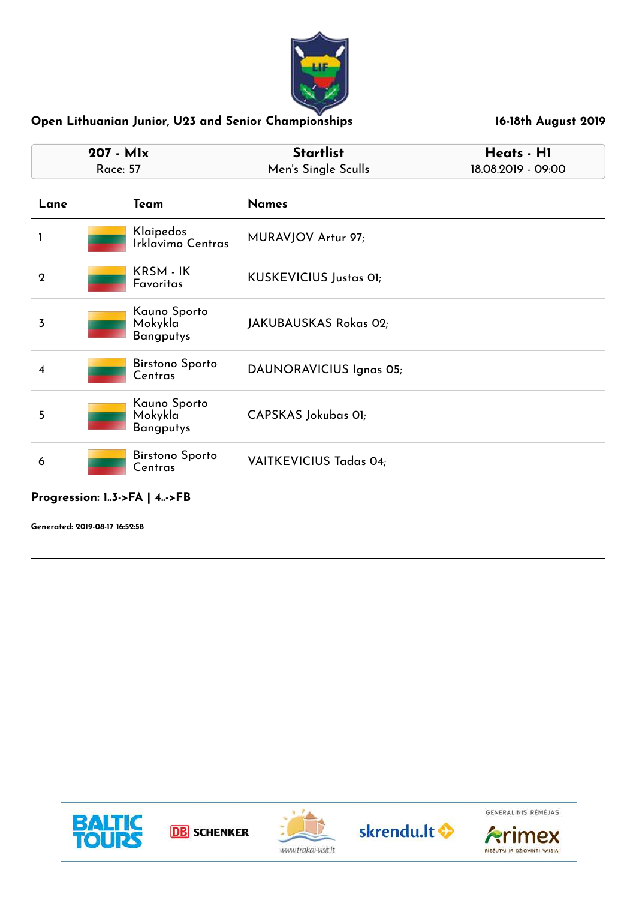**Open Lithuanian Junior, U23 and Senior Championships** — 16-18th August 2019

| 207 - M1x | Startlist | Heats - H1 |
|---|---|---|
| Race: 57 | Men's Single Sculls | 18.08.2019 - 09:00 |

| Lane | Team | Names |
|---|---|---|
| 1 | Klaipedos Irklavimo Centras | MURAVJOV Artur 97; |
| 2 | KRSM - IK Favoritas | KUSKEVICIUS Justas 01; |
| 3 | Kauno Sporto Mokykla Bangputys | JAKUBAUSKAS Rokas 02; |
| 4 | Birstono Sporto Centras | DAUNORAVICIUS Ignas 05; |
| 5 | Kauno Sporto Mokykla Bangputys | CAPSKAS Jokubas 01; |
| 6 | Birstono Sporto Centras | VAITKEVICIUS Tadas 04; |

**Progression: 1..3->FA | 4..->FB**

**Generated: 2019-08-17 16:52:58**

BALTIC TOURS | DB SCHENKER | www.trakai-visit.lt | skrendu.lt | GENERALINIS RĖMĖJAS Arimex RIEŠUTAI IR DŽIOVINTI VAISIAI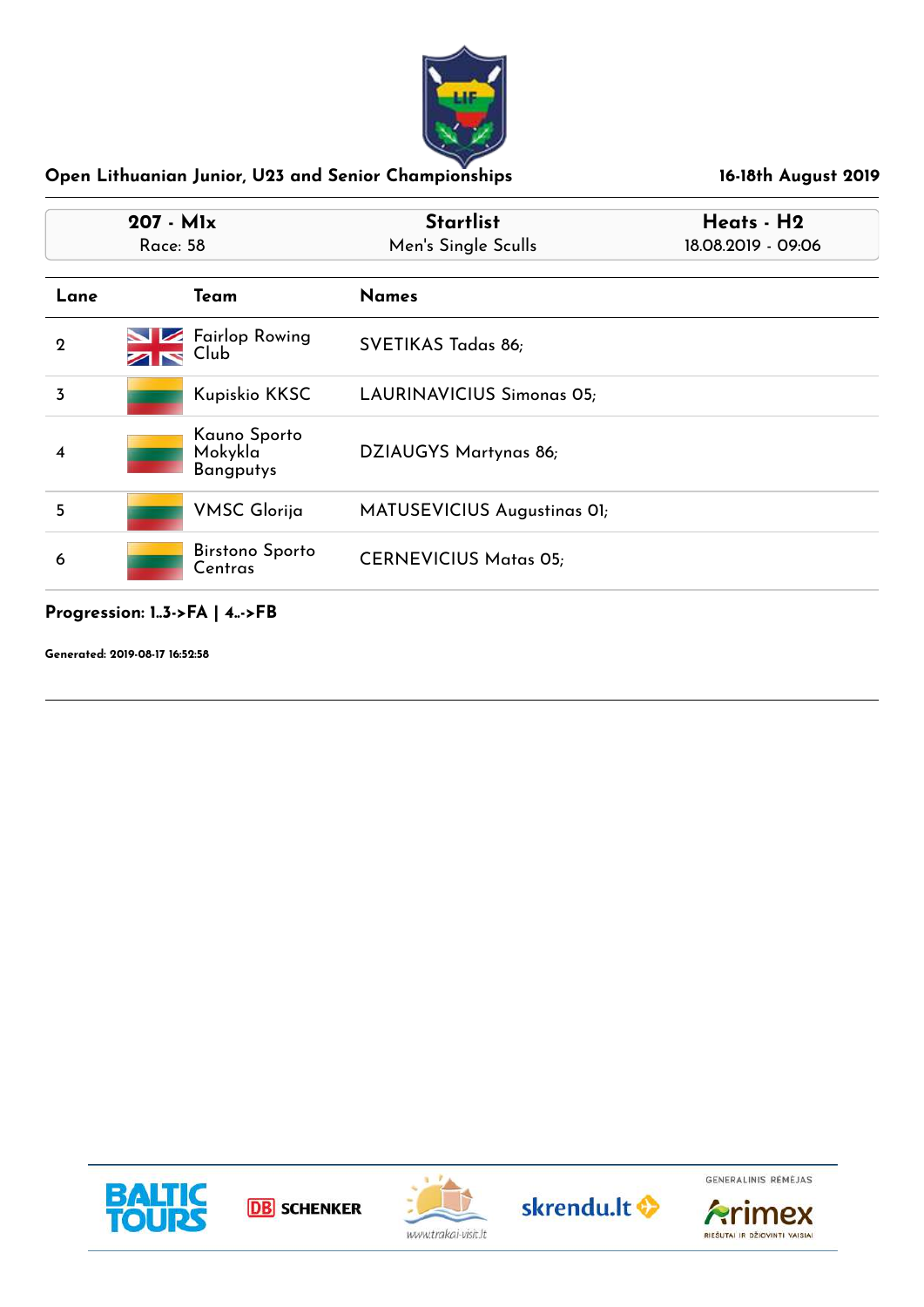## Open Lithuanian Junior, U23 and Senior Championships

**16-18th August 2019**

| 207 - M1x | Startlist | Heats - H2 |
|---|---|---|
| Race: 58 | Men's Single Sculls | 18.08.2019 - 09:06 |

| Lane | Team | Names |
|---|---|---|
| 2 | Fairlop Rowing Club | SVETIKAS Tadas 86; |
| 3 | Kupiskio KKSC | LAURINAVICIUS Simonas 05; |
| 4 | Kauno Sporto Mokykla Bangputys | DZIAUGYS Martynas 86; |
| 5 | VMSC Glorija | MATUSEVICIUS Augustinas 01; |
| 6 | Birstono Sporto Centras | CERNEVICIUS Matas 05; |

**Progression: 1..3->FA | 4..->FB**

**Generated: 2019-08-17 16:52:58**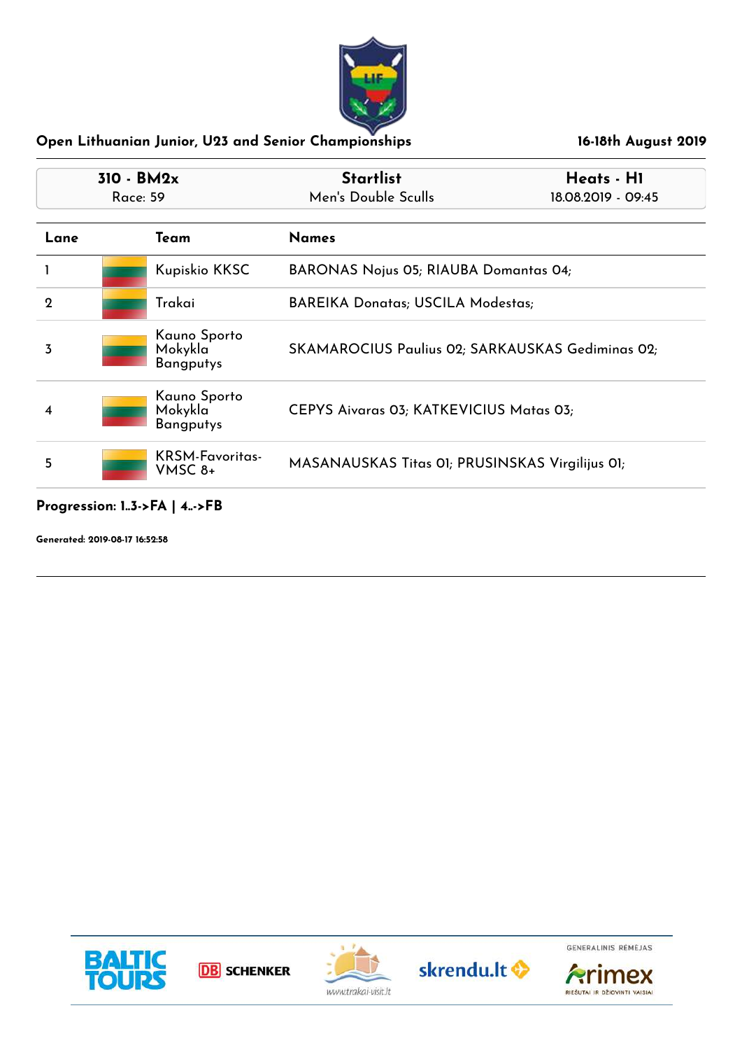## Open Lithuanian Junior, U23 and Senior Championships

**16-18th August 2019**

| 310 - BM2x | Startlist | Heats - H1 |
|---|---|---|
| Race: 59 | Men's Double Sculls | 18.08.2019 - 09:45 |

| Lane | Team | Names |
|---|---|---|
| 1 | Kupiskio KKSC | BARONAS Nojus 05; RIAUBA Domantas 04; |
| 2 | Trakai | BAREIKA Donatas; USCILA Modestas; |
| 3 | Kauno Sporto Mokykla Bangputys | SKAMAROCIUS Paulius 02; SARKAUSKAS Gediminas 02; |
| 4 | Kauno Sporto Mokykla Bangputys | CEPYS Aivaras 03; KATKEVICIUS Matas 03; |
| 5 | KRSM-Favoritas-VMSC 8+ | MASANAUSKAS Titas 01; PRUSINSKAS Virgilijus 01; |

**Progression: 1..3->FA | 4..->FB**

**Generated: 2019-08-17 16:52:58**

BALTIC TOURS | DB SCHENKER | www.trakai-visit.lt | skrendu.lt | GENERALINIS RĖMĖJAS Arimex RIEŠUTAI IR DŽIOVINTI VAISIAI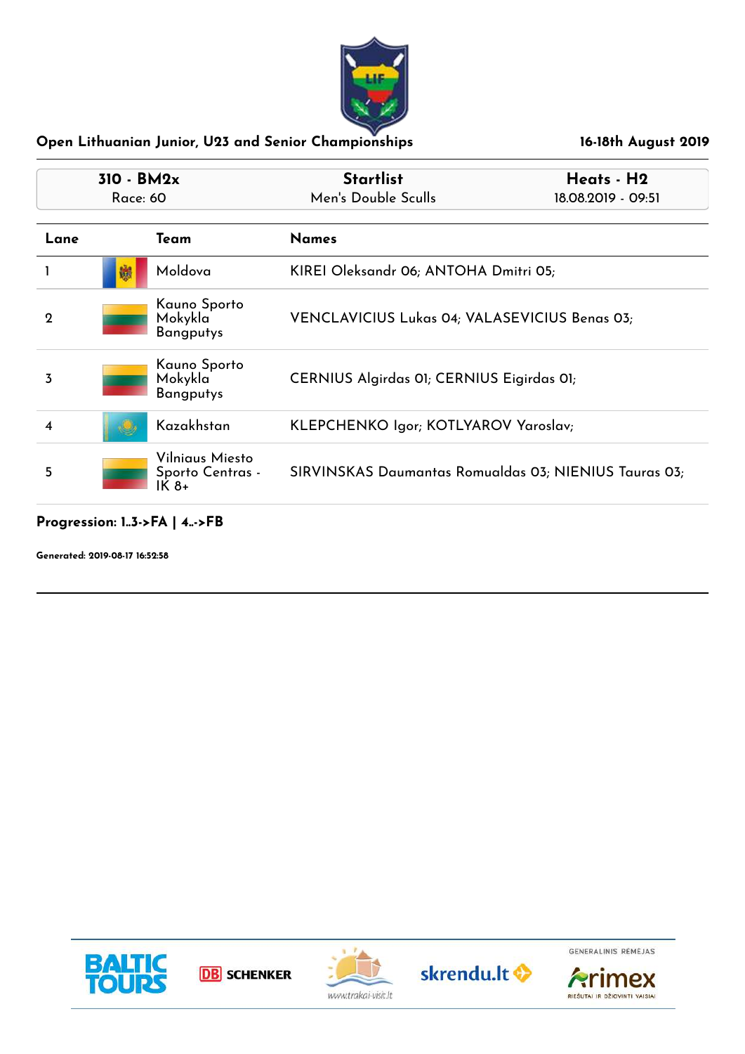## Open Lithuanian Junior, U23 and Senior Championships

16-18th August 2019

| 310 - BM2x | Startlist | Heats - H2 |
| --- | --- | --- |
| Race: 60 | Men's Double Sculls | 18.08.2019 - 09:51 |

| Lane | Team | Names |
| --- | --- | --- |
| 1 | Moldova | KIREI Oleksandr 06; ANTOHA Dmitri 05; |
| 2 | Kauno Sporto Mokykla Bangputys | VENCLAVICIUS Lukas 04; VALASEVICIUS Benas 03; |
| 3 | Kauno Sporto Mokykla Bangputys | CERNIUS Algirdas 01; CERNIUS Eigirdas 01; |
| 4 | Kazakhstan | KLEPCHENKO Igor; KOTLYAROV Yaroslav; |
| 5 | Vilniaus Miesto Sporto Centras - IK 8+ | SIRVINSKAS Daumantas Romualdas 03; NIENIUS Tauras 03; |

**Progression: 1..3->FA | 4..->FB**

**Generated: 2019-08-17 16:52:58**

BALTIC TOURS

DB SCHENKER

www.trakai-visit.lt

skrendu.lt

GENERALINIS RĖMĖJAS

Arimex

RIEŠUTAI IR DŽIOVINTI VAISIAI